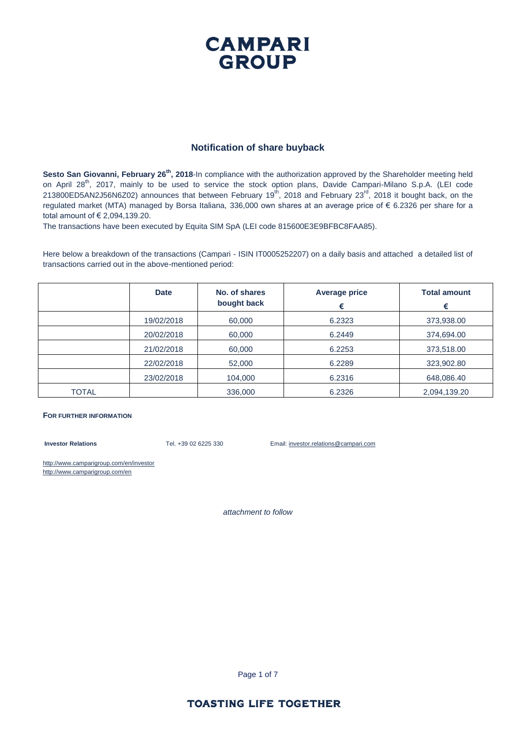# CAMPARI GROUP

## Notification of share buyback

**Sesto San Giovanni, February 26th, 2018**-In compliance with the authorization approved by the Shareholder meeting held on April 28th, 2017, mainly to be used to service the stock option plans, Davide Campari-Milano S.p.A. (LEI code 213800ED5AN2J56N6Z02) announces that between February 19th, 2018 and February 23rd, 2018 it bought back, on the regulated market (MTA) managed by Borsa Italiana, 336,000 own shares at an average price of € 6.2326 per share for a total amount of € 2,094,139.20.

The transactions have been executed by Equita SIM SpA (LEI code 815600E3E9BFBC8FAA85).

Here below a breakdown of the transactions (Campari - ISIN IT0005252207) on a daily basis and attached a detailed list of transactions carried out in the above-mentioned period:

| | Date | No. of shares bought back | Average price € | Total amount € |
|---|---|---|---|---|
| | 19/02/2018 | 60,000 | 6.2323 | 373,938.00 |
| | 20/02/2018 | 60,000 | 6.2449 | 374,694.00 |
| | 21/02/2018 | 60,000 | 6.2253 | 373,518.00 |
| | 22/02/2018 | 52,000 | 6.2289 | 323,902.80 |
| | 23/02/2018 | 104,000 | 6.2316 | 648,086.40 |
| TOTAL | | 336,000 | 6.2326 | 2,094,139.20 |

**FOR FURTHER INFORMATION**

**Investor Relations** Tel. +39 02 6225 330 Email: investor.relations@campari.com

http://www.camparigroup.com/en/investor
http://www.camparigroup.com/en

*attachment to follow*

**TOASTING LIFE TOGETHER**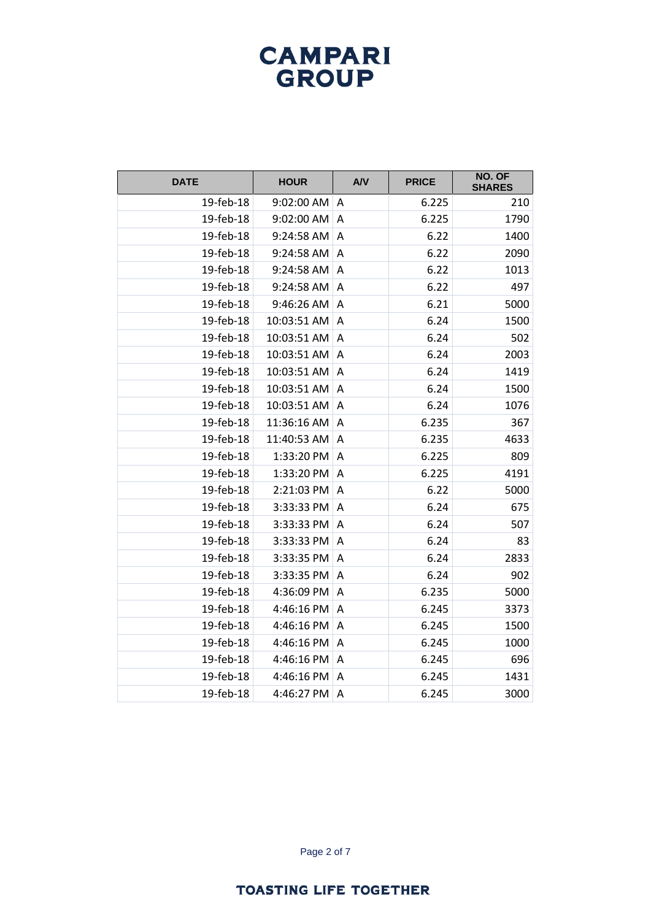| DATE | HOUR | A/V | PRICE | NO. OF SHARES |
|---|---|---|---|---|
| 19-feb-18 | 9:02:00 AM | A | 6.225 | 210 |
| 19-feb-18 | 9:02:00 AM | A | 6.225 | 1790 |
| 19-feb-18 | 9:24:58 AM | A | 6.22 | 1400 |
| 19-feb-18 | 9:24:58 AM | A | 6.22 | 2090 |
| 19-feb-18 | 9:24:58 AM | A | 6.22 | 1013 |
| 19-feb-18 | 9:24:58 AM | A | 6.22 | 497 |
| 19-feb-18 | 9:46:26 AM | A | 6.21 | 5000 |
| 19-feb-18 | 10:03:51 AM | A | 6.24 | 1500 |
| 19-feb-18 | 10:03:51 AM | A | 6.24 | 502 |
| 19-feb-18 | 10:03:51 AM | A | 6.24 | 2003 |
| 19-feb-18 | 10:03:51 AM | A | 6.24 | 1419 |
| 19-feb-18 | 10:03:51 AM | A | 6.24 | 1500 |
| 19-feb-18 | 10:03:51 AM | A | 6.24 | 1076 |
| 19-feb-18 | 11:36:16 AM | A | 6.235 | 367 |
| 19-feb-18 | 11:40:53 AM | A | 6.235 | 4633 |
| 19-feb-18 | 1:33:20 PM | A | 6.225 | 809 |
| 19-feb-18 | 1:33:20 PM | A | 6.225 | 4191 |
| 19-feb-18 | 2:21:03 PM | A | 6.22 | 5000 |
| 19-feb-18 | 3:33:33 PM | A | 6.24 | 675 |
| 19-feb-18 | 3:33:33 PM | A | 6.24 | 507 |
| 19-feb-18 | 3:33:33 PM | A | 6.24 | 83 |
| 19-feb-18 | 3:33:35 PM | A | 6.24 | 2833 |
| 19-feb-18 | 3:33:35 PM | A | 6.24 | 902 |
| 19-feb-18 | 4:36:09 PM | A | 6.235 | 5000 |
| 19-feb-18 | 4:46:16 PM | A | 6.245 | 3373 |
| 19-feb-18 | 4:46:16 PM | A | 6.245 | 1500 |
| 19-feb-18 | 4:46:16 PM | A | 6.245 | 1000 |
| 19-feb-18 | 4:46:16 PM | A | 6.245 | 696 |
| 19-feb-18 | 4:46:16 PM | A | 6.245 | 1431 |
| 19-feb-18 | 4:46:27 PM | A | 6.245 | 3000 |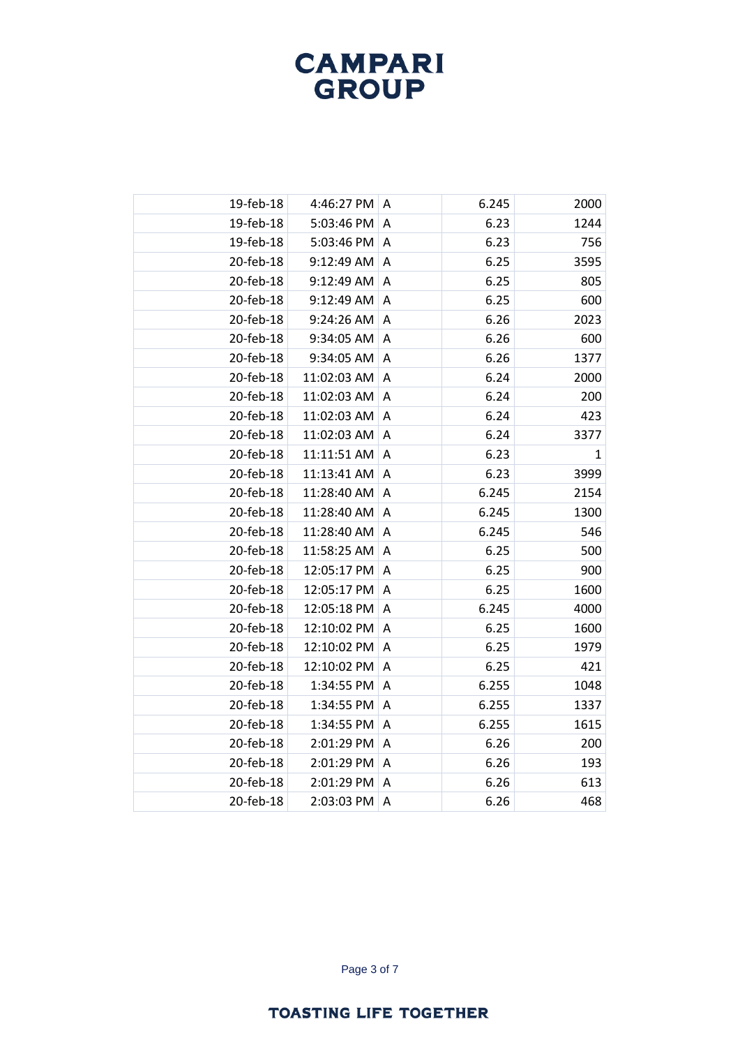| | | | | |
|---|---|---|---|---|
| 19-feb-18 | 4:46:27 PM | A | 6.245 | 2000 |
| 19-feb-18 | 5:03:46 PM | A | 6.23 | 1244 |
| 19-feb-18 | 5:03:46 PM | A | 6.23 | 756 |
| 20-feb-18 | 9:12:49 AM | A | 6.25 | 3595 |
| 20-feb-18 | 9:12:49 AM | A | 6.25 | 805 |
| 20-feb-18 | 9:12:49 AM | A | 6.25 | 600 |
| 20-feb-18 | 9:24:26 AM | A | 6.26 | 2023 |
| 20-feb-18 | 9:34:05 AM | A | 6.26 | 600 |
| 20-feb-18 | 9:34:05 AM | A | 6.26 | 1377 |
| 20-feb-18 | 11:02:03 AM | A | 6.24 | 2000 |
| 20-feb-18 | 11:02:03 AM | A | 6.24 | 200 |
| 20-feb-18 | 11:02:03 AM | A | 6.24 | 423 |
| 20-feb-18 | 11:02:03 AM | A | 6.24 | 3377 |
| 20-feb-18 | 11:11:51 AM | A | 6.23 | 1 |
| 20-feb-18 | 11:13:41 AM | A | 6.23 | 3999 |
| 20-feb-18 | 11:28:40 AM | A | 6.245 | 2154 |
| 20-feb-18 | 11:28:40 AM | A | 6.245 | 1300 |
| 20-feb-18 | 11:28:40 AM | A | 6.245 | 546 |
| 20-feb-18 | 11:58:25 AM | A | 6.25 | 500 |
| 20-feb-18 | 12:05:17 PM | A | 6.25 | 900 |
| 20-feb-18 | 12:05:17 PM | A | 6.25 | 1600 |
| 20-feb-18 | 12:05:18 PM | A | 6.245 | 4000 |
| 20-feb-18 | 12:10:02 PM | A | 6.25 | 1600 |
| 20-feb-18 | 12:10:02 PM | A | 6.25 | 1979 |
| 20-feb-18 | 12:10:02 PM | A | 6.25 | 421 |
| 20-feb-18 | 1:34:55 PM | A | 6.255 | 1048 |
| 20-feb-18 | 1:34:55 PM | A | 6.255 | 1337 |
| 20-feb-18 | 1:34:55 PM | A | 6.255 | 1615 |
| 20-feb-18 | 2:01:29 PM | A | 6.26 | 200 |
| 20-feb-18 | 2:01:29 PM | A | 6.26 | 193 |
| 20-feb-18 | 2:01:29 PM | A | 6.26 | 613 |
| 20-feb-18 | 2:03:03 PM | A | 6.26 | 468 |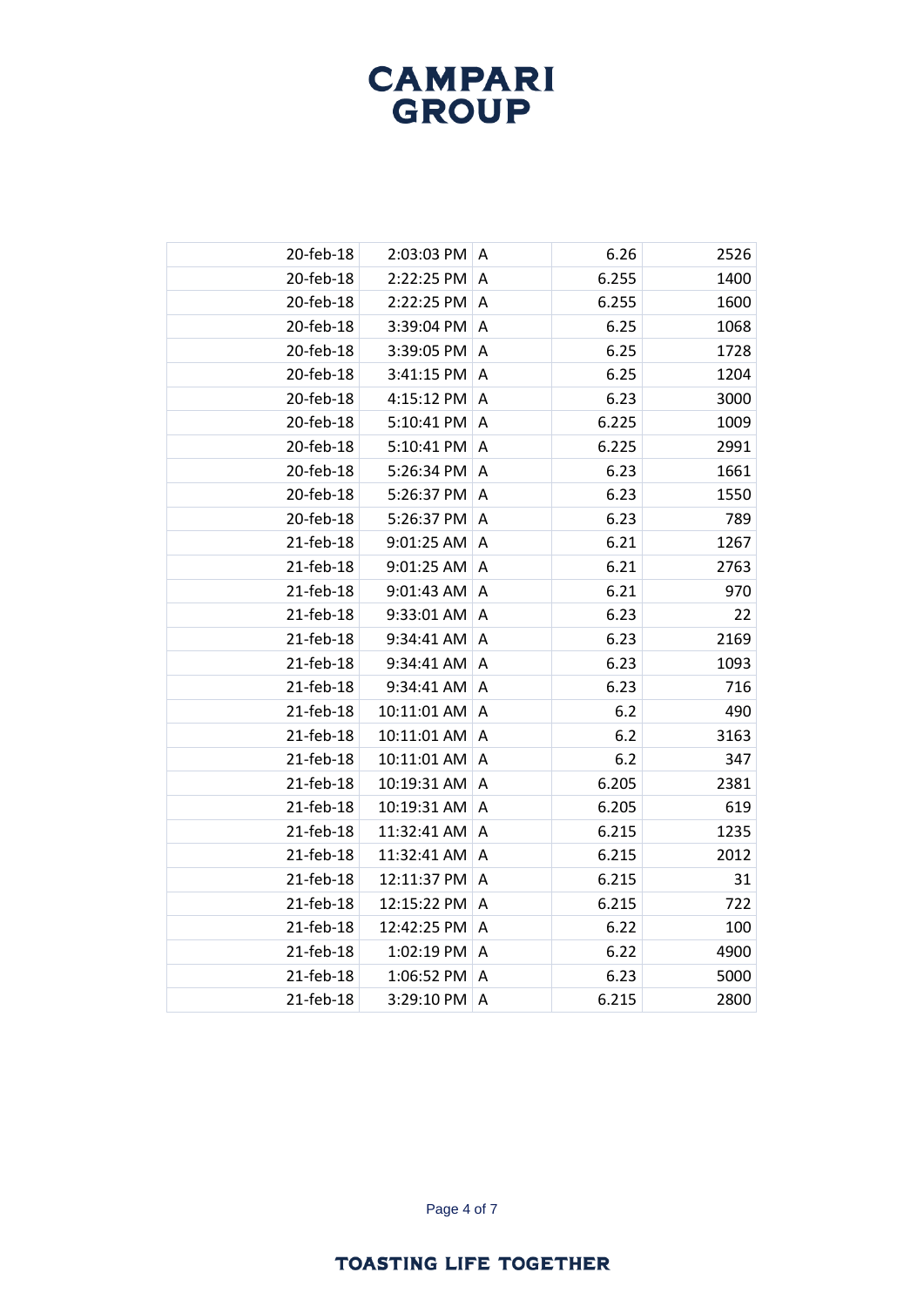| | | | | |
|---|---|---|---|---|
| 20-feb-18 | 2:03:03 PM | A | 6.26 | 2526 |
| 20-feb-18 | 2:22:25 PM | A | 6.255 | 1400 |
| 20-feb-18 | 2:22:25 PM | A | 6.255 | 1600 |
| 20-feb-18 | 3:39:04 PM | A | 6.25 | 1068 |
| 20-feb-18 | 3:39:05 PM | A | 6.25 | 1728 |
| 20-feb-18 | 3:41:15 PM | A | 6.25 | 1204 |
| 20-feb-18 | 4:15:12 PM | A | 6.23 | 3000 |
| 20-feb-18 | 5:10:41 PM | A | 6.225 | 1009 |
| 20-feb-18 | 5:10:41 PM | A | 6.225 | 2991 |
| 20-feb-18 | 5:26:34 PM | A | 6.23 | 1661 |
| 20-feb-18 | 5:26:37 PM | A | 6.23 | 1550 |
| 20-feb-18 | 5:26:37 PM | A | 6.23 | 789 |
| 21-feb-18 | 9:01:25 AM | A | 6.21 | 1267 |
| 21-feb-18 | 9:01:25 AM | A | 6.21 | 2763 |
| 21-feb-18 | 9:01:43 AM | A | 6.21 | 970 |
| 21-feb-18 | 9:33:01 AM | A | 6.23 | 22 |
| 21-feb-18 | 9:34:41 AM | A | 6.23 | 2169 |
| 21-feb-18 | 9:34:41 AM | A | 6.23 | 1093 |
| 21-feb-18 | 9:34:41 AM | A | 6.23 | 716 |
| 21-feb-18 | 10:11:01 AM | A | 6.2 | 490 |
| 21-feb-18 | 10:11:01 AM | A | 6.2 | 3163 |
| 21-feb-18 | 10:11:01 AM | A | 6.2 | 347 |
| 21-feb-18 | 10:19:31 AM | A | 6.205 | 2381 |
| 21-feb-18 | 10:19:31 AM | A | 6.205 | 619 |
| 21-feb-18 | 11:32:41 AM | A | 6.215 | 1235 |
| 21-feb-18 | 11:32:41 AM | A | 6.215 | 2012 |
| 21-feb-18 | 12:11:37 PM | A | 6.215 | 31 |
| 21-feb-18 | 12:15:22 PM | A | 6.215 | 722 |
| 21-feb-18 | 12:42:25 PM | A | 6.22 | 100 |
| 21-feb-18 | 1:02:19 PM | A | 6.22 | 4900 |
| 21-feb-18 | 1:06:52 PM | A | 6.23 | 5000 |
| 21-feb-18 | 3:29:10 PM | A | 6.215 | 2800 |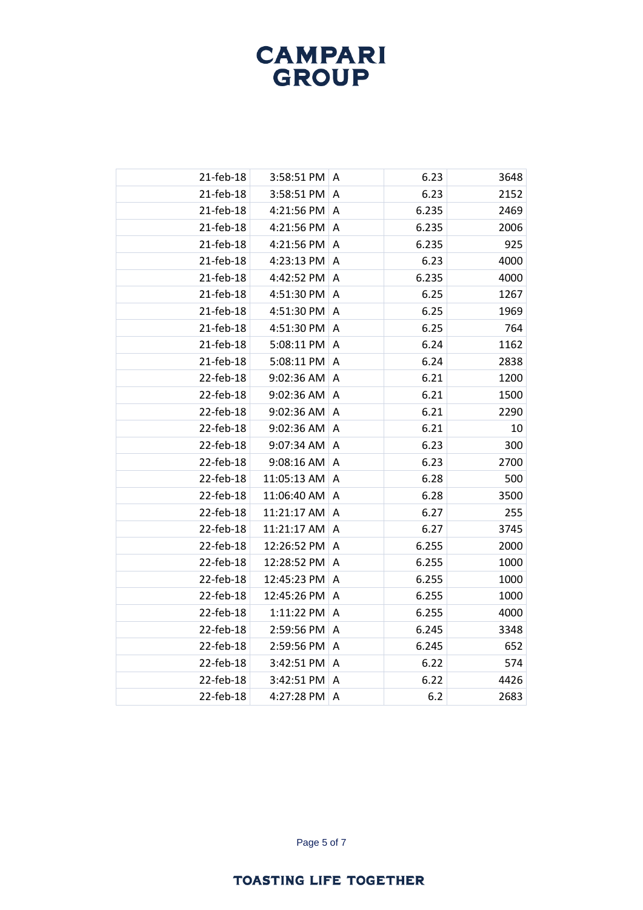| | | | | |
|---|---|---|---|---|
| 21-feb-18 | 3:58:51 PM | A | 6.23 | 3648 |
| 21-feb-18 | 3:58:51 PM | A | 6.23 | 2152 |
| 21-feb-18 | 4:21:56 PM | A | 6.235 | 2469 |
| 21-feb-18 | 4:21:56 PM | A | 6.235 | 2006 |
| 21-feb-18 | 4:21:56 PM | A | 6.235 | 925 |
| 21-feb-18 | 4:23:13 PM | A | 6.23 | 4000 |
| 21-feb-18 | 4:42:52 PM | A | 6.235 | 4000 |
| 21-feb-18 | 4:51:30 PM | A | 6.25 | 1267 |
| 21-feb-18 | 4:51:30 PM | A | 6.25 | 1969 |
| 21-feb-18 | 4:51:30 PM | A | 6.25 | 764 |
| 21-feb-18 | 5:08:11 PM | A | 6.24 | 1162 |
| 21-feb-18 | 5:08:11 PM | A | 6.24 | 2838 |
| 22-feb-18 | 9:02:36 AM | A | 6.21 | 1200 |
| 22-feb-18 | 9:02:36 AM | A | 6.21 | 1500 |
| 22-feb-18 | 9:02:36 AM | A | 6.21 | 2290 |
| 22-feb-18 | 9:02:36 AM | A | 6.21 | 10 |
| 22-feb-18 | 9:07:34 AM | A | 6.23 | 300 |
| 22-feb-18 | 9:08:16 AM | A | 6.23 | 2700 |
| 22-feb-18 | 11:05:13 AM | A | 6.28 | 500 |
| 22-feb-18 | 11:06:40 AM | A | 6.28 | 3500 |
| 22-feb-18 | 11:21:17 AM | A | 6.27 | 255 |
| 22-feb-18 | 11:21:17 AM | A | 6.27 | 3745 |
| 22-feb-18 | 12:26:52 PM | A | 6.255 | 2000 |
| 22-feb-18 | 12:28:52 PM | A | 6.255 | 1000 |
| 22-feb-18 | 12:45:23 PM | A | 6.255 | 1000 |
| 22-feb-18 | 12:45:26 PM | A | 6.255 | 1000 |
| 22-feb-18 | 1:11:22 PM | A | 6.255 | 4000 |
| 22-feb-18 | 2:59:56 PM | A | 6.245 | 3348 |
| 22-feb-18 | 2:59:56 PM | A | 6.245 | 652 |
| 22-feb-18 | 3:42:51 PM | A | 6.22 | 574 |
| 22-feb-18 | 3:42:51 PM | A | 6.22 | 4426 |
| 22-feb-18 | 4:27:28 PM | A | 6.2 | 2683 |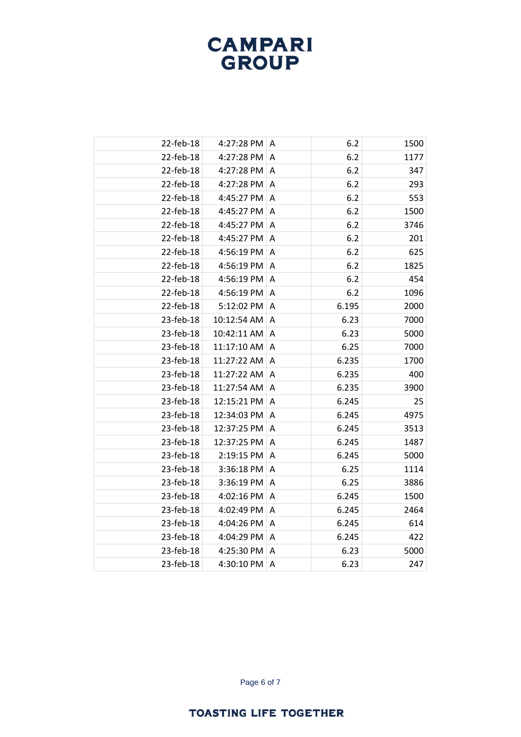| | | | | |
|---|---|---|---|---|
| 22-feb-18 | 4:27:28 PM | A | 6.2 | 1500 |
| 22-feb-18 | 4:27:28 PM | A | 6.2 | 1177 |
| 22-feb-18 | 4:27:28 PM | A | 6.2 | 347 |
| 22-feb-18 | 4:27:28 PM | A | 6.2 | 293 |
| 22-feb-18 | 4:45:27 PM | A | 6.2 | 553 |
| 22-feb-18 | 4:45:27 PM | A | 6.2 | 1500 |
| 22-feb-18 | 4:45:27 PM | A | 6.2 | 3746 |
| 22-feb-18 | 4:45:27 PM | A | 6.2 | 201 |
| 22-feb-18 | 4:56:19 PM | A | 6.2 | 625 |
| 22-feb-18 | 4:56:19 PM | A | 6.2 | 1825 |
| 22-feb-18 | 4:56:19 PM | A | 6.2 | 454 |
| 22-feb-18 | 4:56:19 PM | A | 6.2 | 1096 |
| 22-feb-18 | 5:12:02 PM | A | 6.195 | 2000 |
| 23-feb-18 | 10:12:54 AM | A | 6.23 | 7000 |
| 23-feb-18 | 10:42:11 AM | A | 6.23 | 5000 |
| 23-feb-18 | 11:17:10 AM | A | 6.25 | 7000 |
| 23-feb-18 | 11:27:22 AM | A | 6.235 | 1700 |
| 23-feb-18 | 11:27:22 AM | A | 6.235 | 400 |
| 23-feb-18 | 11:27:54 AM | A | 6.235 | 3900 |
| 23-feb-18 | 12:15:21 PM | A | 6.245 | 25 |
| 23-feb-18 | 12:34:03 PM | A | 6.245 | 4975 |
| 23-feb-18 | 12:37:25 PM | A | 6.245 | 3513 |
| 23-feb-18 | 12:37:25 PM | A | 6.245 | 1487 |
| 23-feb-18 | 2:19:15 PM | A | 6.245 | 5000 |
| 23-feb-18 | 3:36:18 PM | A | 6.25 | 1114 |
| 23-feb-18 | 3:36:19 PM | A | 6.25 | 3886 |
| 23-feb-18 | 4:02:16 PM | A | 6.245 | 1500 |
| 23-feb-18 | 4:02:49 PM | A | 6.245 | 2464 |
| 23-feb-18 | 4:04:26 PM | A | 6.245 | 614 |
| 23-feb-18 | 4:04:29 PM | A | 6.245 | 422 |
| 23-feb-18 | 4:25:30 PM | A | 6.23 | 5000 |
| 23-feb-18 | 4:30:10 PM | A | 6.23 | 247 |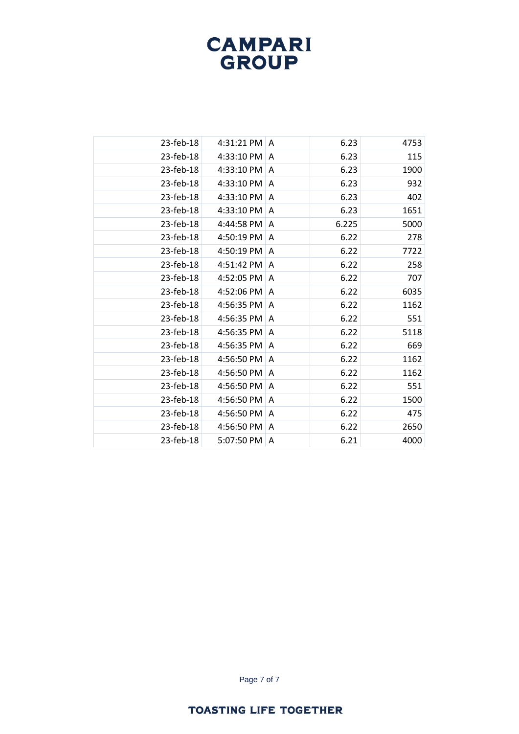| | | | | |
|---|---|---|---|---|
| 23-feb-18 | 4:31:21 PM | A | 6.23 | 4753 |
| 23-feb-18 | 4:33:10 PM | A | 6.23 | 115 |
| 23-feb-18 | 4:33:10 PM | A | 6.23 | 1900 |
| 23-feb-18 | 4:33:10 PM | A | 6.23 | 932 |
| 23-feb-18 | 4:33:10 PM | A | 6.23 | 402 |
| 23-feb-18 | 4:33:10 PM | A | 6.23 | 1651 |
| 23-feb-18 | 4:44:58 PM | A | 6.225 | 5000 |
| 23-feb-18 | 4:50:19 PM | A | 6.22 | 278 |
| 23-feb-18 | 4:50:19 PM | A | 6.22 | 7722 |
| 23-feb-18 | 4:51:42 PM | A | 6.22 | 258 |
| 23-feb-18 | 4:52:05 PM | A | 6.22 | 707 |
| 23-feb-18 | 4:52:06 PM | A | 6.22 | 6035 |
| 23-feb-18 | 4:56:35 PM | A | 6.22 | 1162 |
| 23-feb-18 | 4:56:35 PM | A | 6.22 | 551 |
| 23-feb-18 | 4:56:35 PM | A | 6.22 | 5118 |
| 23-feb-18 | 4:56:35 PM | A | 6.22 | 669 |
| 23-feb-18 | 4:56:50 PM | A | 6.22 | 1162 |
| 23-feb-18 | 4:56:50 PM | A | 6.22 | 1162 |
| 23-feb-18 | 4:56:50 PM | A | 6.22 | 551 |
| 23-feb-18 | 4:56:50 PM | A | 6.22 | 1500 |
| 23-feb-18 | 4:56:50 PM | A | 6.22 | 475 |
| 23-feb-18 | 4:56:50 PM | A | 6.22 | 2650 |
| 23-feb-18 | 5:07:50 PM | A | 6.21 | 4000 |